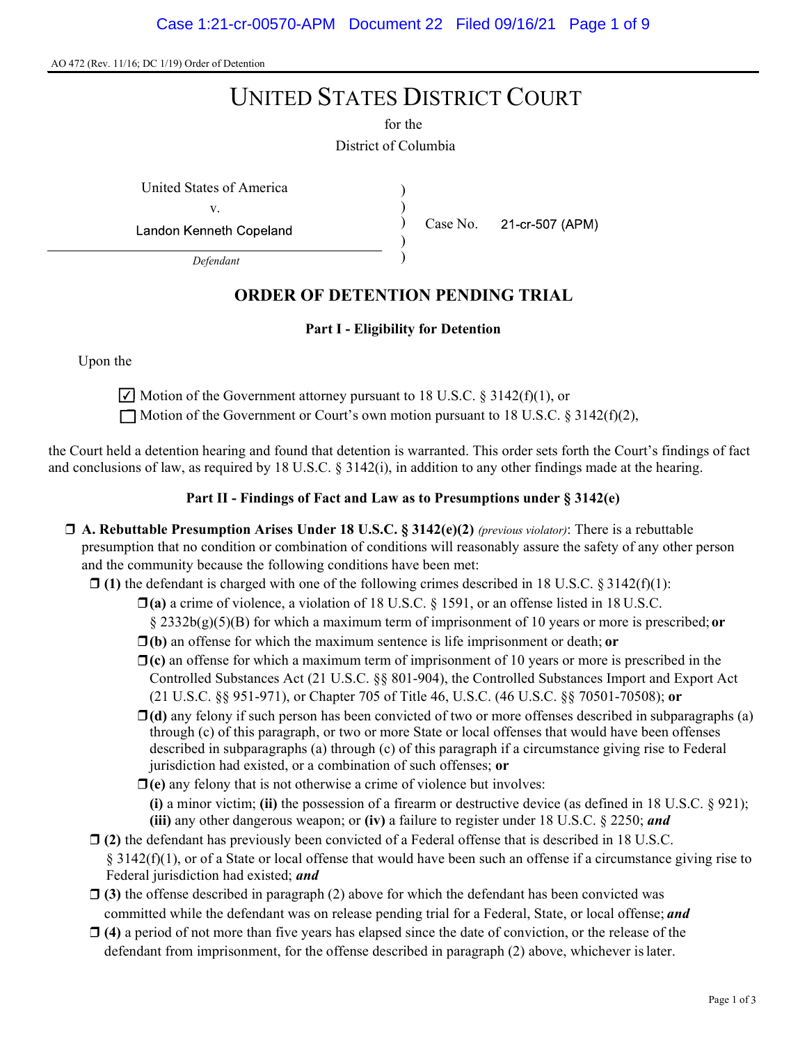AO 472 (Rev. 11/16; DC 1/19) Order of Detention

# UNITED STATES DISTRICT COURT

for the

District of Columbia

United States of America
v.
Landon Kenneth Copeland
*Defendant*

Case No. 21-cr-507 (APM)

## ORDER OF DETENTION PENDING TRIAL

### Part I - Eligibility for Detention

Upon the

☑ Motion of the Government attorney pursuant to 18 U.S.C. § 3142(f)(1), or
☐ Motion of the Government or Court's own motion pursuant to 18 U.S.C. § 3142(f)(2),

the Court held a detention hearing and found that detention is warranted. This order sets forth the Court's findings of fact and conclusions of law, as required by 18 U.S.C. § 3142(i), in addition to any other findings made at the hearing.

### Part II - Findings of Fact and Law as to Presumptions under § 3142(e)

☐ **A. Rebuttable Presumption Arises Under 18 U.S.C. § 3142(e)(2)** *(previous violator)*: There is a rebuttable presumption that no condition or combination of conditions will reasonably assure the safety of any other person and the community because the following conditions have been met:

- ☐ **(1)** the defendant is charged with one of the following crimes described in 18 U.S.C. § 3142(f)(1):
  - ☐ **(a)** a crime of violence, a violation of 18 U.S.C. § 1591, or an offense listed in 18 U.S.C. § 2332b(g)(5)(B) for which a maximum term of imprisonment of 10 years or more is prescribed; **or**
  - ☐ **(b)** an offense for which the maximum sentence is life imprisonment or death; **or**
  - ☐ **(c)** an offense for which a maximum term of imprisonment of 10 years or more is prescribed in the Controlled Substances Act (21 U.S.C. §§ 801-904), the Controlled Substances Import and Export Act (21 U.S.C. §§ 951-971), or Chapter 705 of Title 46, U.S.C. (46 U.S.C. §§ 70501-70508); **or**
  - ☐ **(d)** any felony if such person has been convicted of two or more offenses described in subparagraphs (a) through (c) of this paragraph, or two or more State or local offenses that would have been offenses described in subparagraphs (a) through (c) of this paragraph if a circumstance giving rise to Federal jurisdiction had existed, or a combination of such offenses; **or**
  - ☐ **(e)** any felony that is not otherwise a crime of violence but involves: **(i)** a minor victim; **(ii)** the possession of a firearm or destructive device (as defined in 18 U.S.C. § 921); **(iii)** any other dangerous weapon; or **(iv)** a failure to register under 18 U.S.C. § 2250; ***and***
- ☐ **(2)** the defendant has previously been convicted of a Federal offense that is described in 18 U.S.C. § 3142(f)(1), or of a State or local offense that would have been such an offense if a circumstance giving rise to Federal jurisdiction had existed; ***and***
- ☐ **(3)** the offense described in paragraph (2) above for which the defendant has been convicted was committed while the defendant was on release pending trial for a Federal, State, or local offense; ***and***
- ☐ **(4)** a period of not more than five years has elapsed since the date of conviction, or the release of the defendant from imprisonment, for the offense described in paragraph (2) above, whichever is later.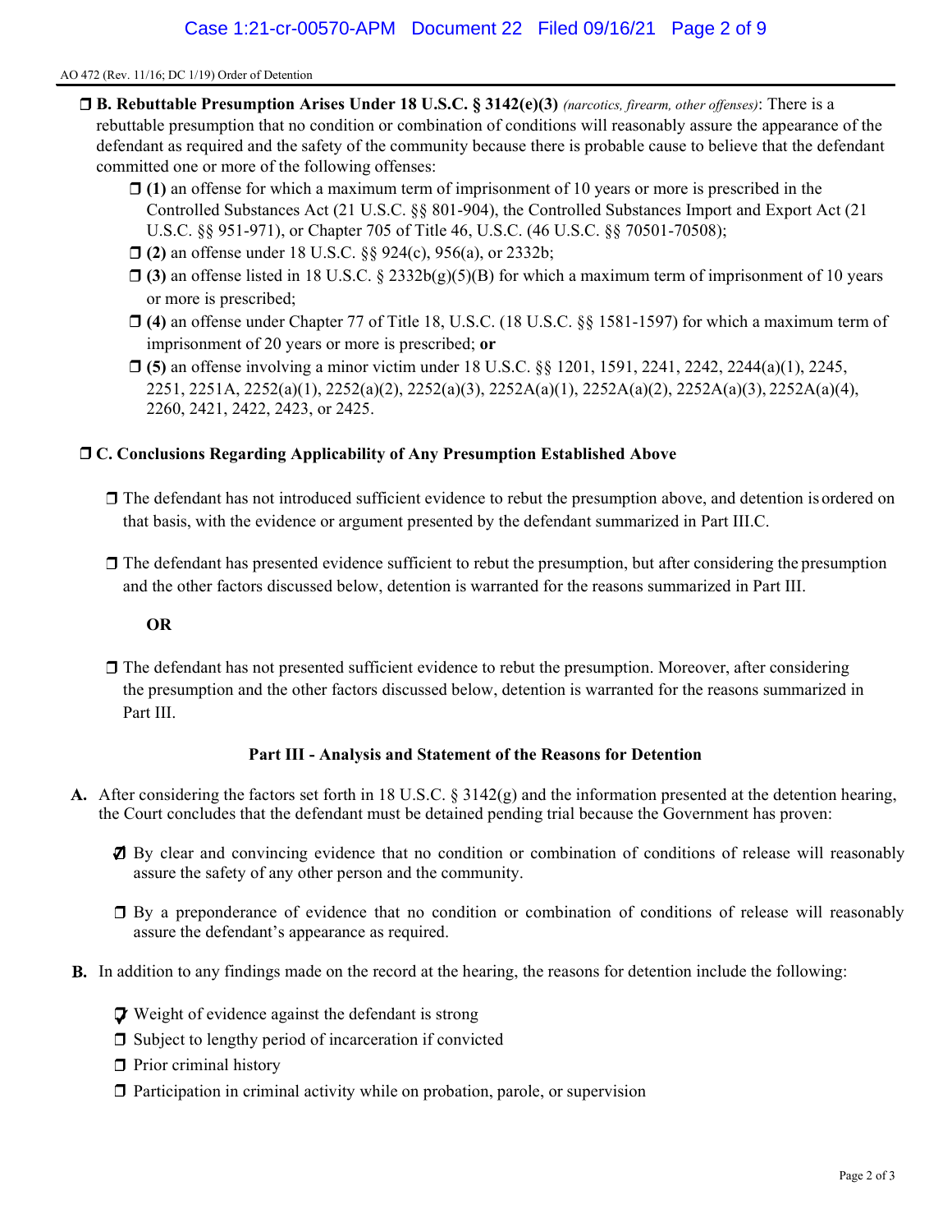AO 472 (Rev. 11/16; DC 1/19) Order of Detention

- ☐ **B. Rebuttable Presumption Arises Under 18 U.S.C. § 3142(e)(3)** *(narcotics, firearm, other offenses)*: There is a rebuttable presumption that no condition or combination of conditions will reasonably assure the appearance of the defendant as required and the safety of the community because there is probable cause to believe that the defendant committed one or more of the following offenses:
  - ☐ **(1)** an offense for which a maximum term of imprisonment of 10 years or more is prescribed in the Controlled Substances Act (21 U.S.C. §§ 801-904), the Controlled Substances Import and Export Act (21 U.S.C. §§ 951-971), or Chapter 705 of Title 46, U.S.C. (46 U.S.C. §§ 70501-70508);
  - ☐ **(2)** an offense under 18 U.S.C. §§ 924(c), 956(a), or 2332b;
  - ☐ **(3)** an offense listed in 18 U.S.C. § 2332b(g)(5)(B) for which a maximum term of imprisonment of 10 years or more is prescribed;
  - ☐ **(4)** an offense under Chapter 77 of Title 18, U.S.C. (18 U.S.C. §§ 1581-1597) for which a maximum term of imprisonment of 20 years or more is prescribed; **or**
  - ☐ **(5)** an offense involving a minor victim under 18 U.S.C. §§ 1201, 1591, 2241, 2242, 2244(a)(1), 2245, 2251, 2251A, 2252(a)(1), 2252(a)(2), 2252(a)(3), 2252A(a)(1), 2252A(a)(2), 2252A(a)(3), 2252A(a)(4), 2260, 2421, 2422, 2423, or 2425.

☐ **C. Conclusions Regarding Applicability of Any Presumption Established Above**

- ☐ The defendant has not introduced sufficient evidence to rebut the presumption above, and detention is ordered on that basis, with the evidence or argument presented by the defendant summarized in Part III.C.

- ☐ The defendant has presented evidence sufficient to rebut the presumption, but after considering the presumption and the other factors discussed below, detention is warranted for the reasons summarized in Part III.

  **OR**

- ☐ The defendant has not presented sufficient evidence to rebut the presumption. Moreover, after considering the presumption and the other factors discussed below, detention is warranted for the reasons summarized in Part III.

### Part III - Analysis and Statement of the Reasons for Detention

**A.** After considering the factors set forth in 18 U.S.C. § 3142(g) and the information presented at the detention hearing, the Court concludes that the defendant must be detained pending trial because the Government has proven:

- ☑ By clear and convincing evidence that no condition or combination of conditions of release will reasonably assure the safety of any other person and the community.

- ☐ By a preponderance of evidence that no condition or combination of conditions of release will reasonably assure the defendant's appearance as required.

**B.** In addition to any findings made on the record at the hearing, the reasons for detention include the following:

- ☑ Weight of evidence against the defendant is strong
- ☐ Subject to lengthy period of incarceration if convicted
- ☐ Prior criminal history
- ☐ Participation in criminal activity while on probation, parole, or supervision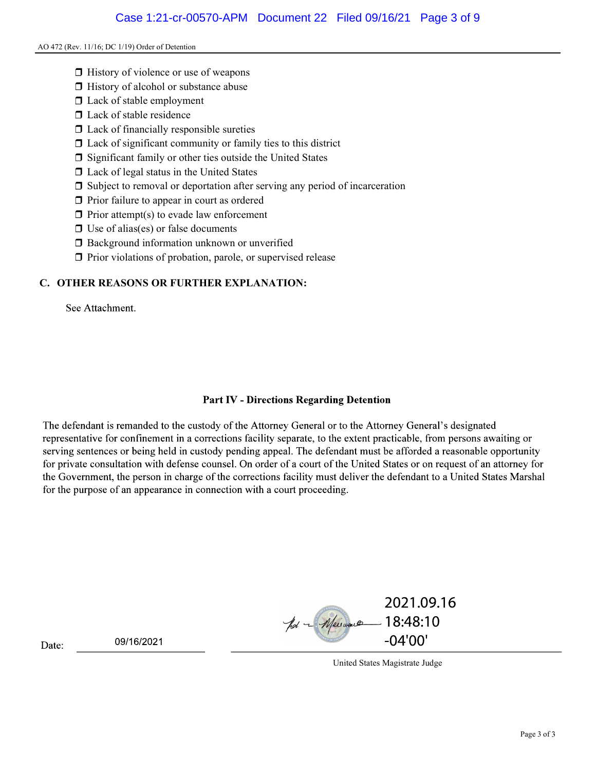- ❒ History of violence or use of weapons
- ❒ History of alcohol or substance abuse
- ❒ Lack of stable employment
- ❒ Lack of stable residence
- ❒ Lack of financially responsible sureties
- ❒ Lack of significant community or family ties to this district
- ❒ Significant family or other ties outside the United States
- ❒ Lack of legal status in the United States
- ❒ Subject to removal or deportation after serving any period of incarceration
- ❒ Prior failure to appear in court as ordered
- ❒ Prior attempt(s) to evade law enforcement
- ❒ Use of alias(es) or false documents
- ❒ Background information unknown or unverified
- ❒ Prior violations of probation, parole, or supervised release

## C. OTHER REASONS OR FURTHER EXPLANATION:

See Attachment.

## Part IV - Directions Regarding Detention

The defendant is remanded to the custody of the Attorney General or to the Attorney General's designated representative for confinement in a corrections facility separate, to the extent practicable, from persons awaiting or serving sentences or being held in custody pending appeal. The defendant must be afforded a reasonable opportunity for private consultation with defense counsel. On order of a court of the United States or on request of an attorney for the Government, the person in charge of the corrections facility must deliver the defendant to a United States Marshal for the purpose of an appearance in connection with a court proceeding.

Date: 09/16/2021

2021.09.16 18:48:10 -04'00'

United States Magistrate Judge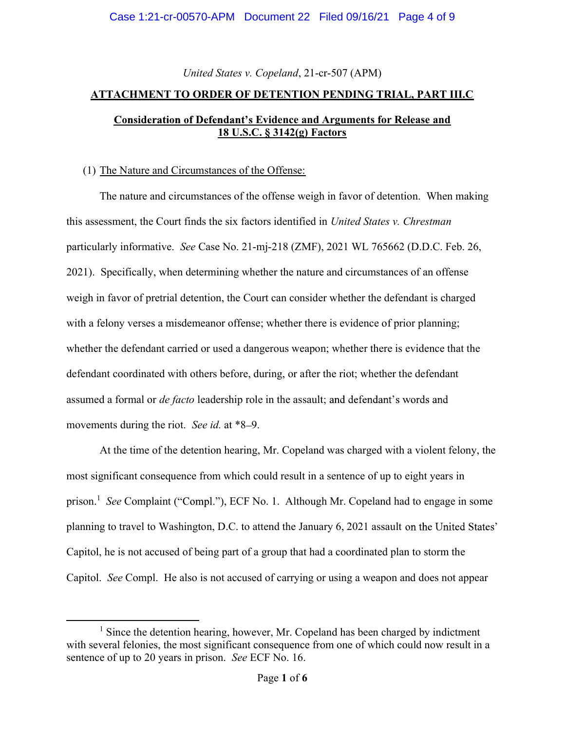*United States v. Copeland*, 21-cr-507 (APM)

**ATTACHMENT TO ORDER OF DETENTION PENDING TRIAL, PART III.C**

**Consideration of Defendant's Evidence and Arguments for Release and 18 U.S.C. § 3142(g) Factors**

(1) The Nature and Circumstances of the Offense:

The nature and circumstances of the offense weigh in favor of detention. When making this assessment, the Court finds the six factors identified in *United States v. Chrestman* particularly informative. *See* Case No. 21-mj-218 (ZMF), 2021 WL 765662 (D.D.C. Feb. 26, 2021). Specifically, when determining whether the nature and circumstances of an offense weigh in favor of pretrial detention, the Court can consider whether the defendant is charged with a felony verses a misdemeanor offense; whether there is evidence of prior planning; whether the defendant carried or used a dangerous weapon; whether there is evidence that the defendant coordinated with others before, during, or after the riot; whether the defendant assumed a formal or *de facto* leadership role in the assault; and defendant's words and movements during the riot. *See id.* at *8–9.

At the time of the detention hearing, Mr. Copeland was charged with a violent felony, the most significant consequence from which could result in a sentence of up to eight years in prison.[1] *See* Complaint ("Compl."), ECF No. 1. Although Mr. Copeland had to engage in some planning to travel to Washington, D.C. to attend the January 6, 2021 assault on the United States' Capitol, he is not accused of being part of a group that had a coordinated plan to storm the Capitol. *See* Compl. He also is not accused of carrying or using a weapon and does not appear

[1] Since the detention hearing, however, Mr. Copeland has been charged by indictment with several felonies, the most significant consequence from one of which could now result in a sentence of up to 20 years in prison. *See* ECF No. 16.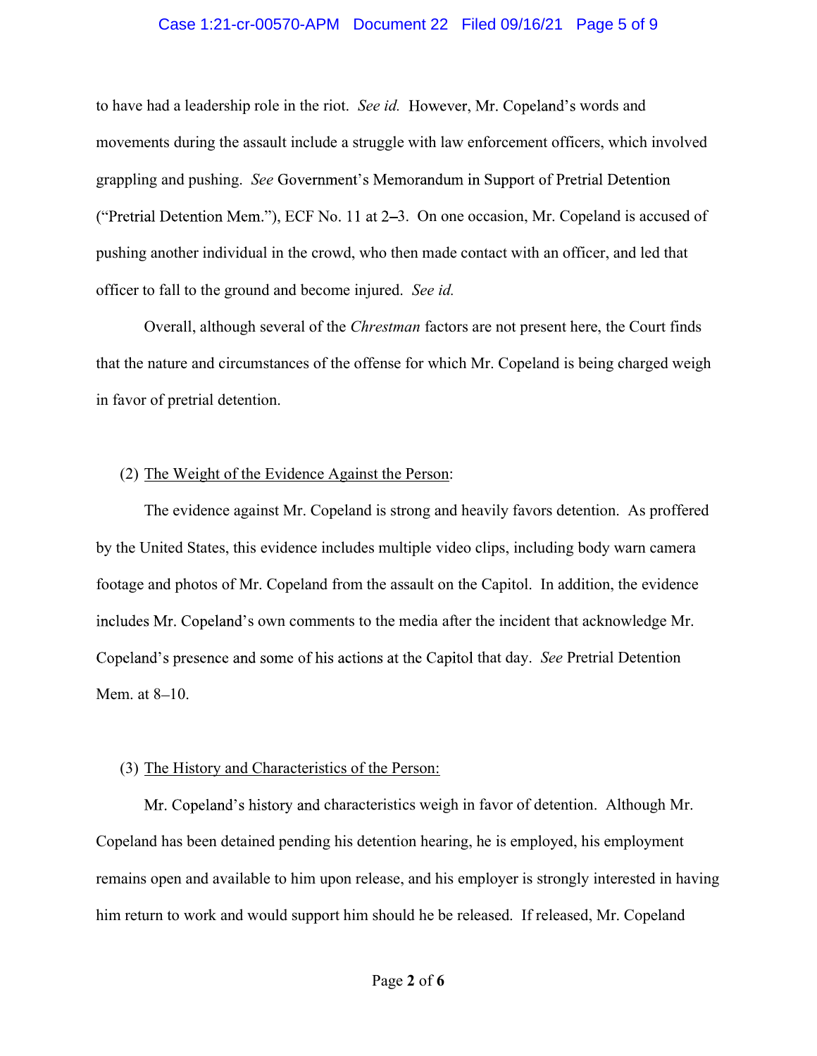to have had a leadership role in the riot. *See id.* However, Mr. Copeland's words and movements during the assault include a struggle with law enforcement officers, which involved grappling and pushing. *See* Government's Memorandum in Support of Pretrial Detention ("Pretrial Detention Mem."), ECF No. 11 at 2–3. On one occasion, Mr. Copeland is accused of pushing another individual in the crowd, who then made contact with an officer, and led that officer to fall to the ground and become injured. *See id.*

Overall, although several of the *Chrestman* factors are not present here, the Court finds that the nature and circumstances of the offense for which Mr. Copeland is being charged weigh in favor of pretrial detention.

(2) <u>The Weight of the Evidence Against the Person</u>:

The evidence against Mr. Copeland is strong and heavily favors detention. As proffered by the United States, this evidence includes multiple video clips, including body warn camera footage and photos of Mr. Copeland from the assault on the Capitol. In addition, the evidence includes Mr. Copeland's own comments to the media after the incident that acknowledge Mr. Copeland's presence and some of his actions at the Capitol that day. *See* Pretrial Detention Mem. at 8–10.

(3) <u>The History and Characteristics of the Person:</u>

Mr. Copeland's history and characteristics weigh in favor of detention. Although Mr. Copeland has been detained pending his detention hearing, he is employed, his employment remains open and available to him upon release, and his employer is strongly interested in having him return to work and would support him should he be released. If released, Mr. Copeland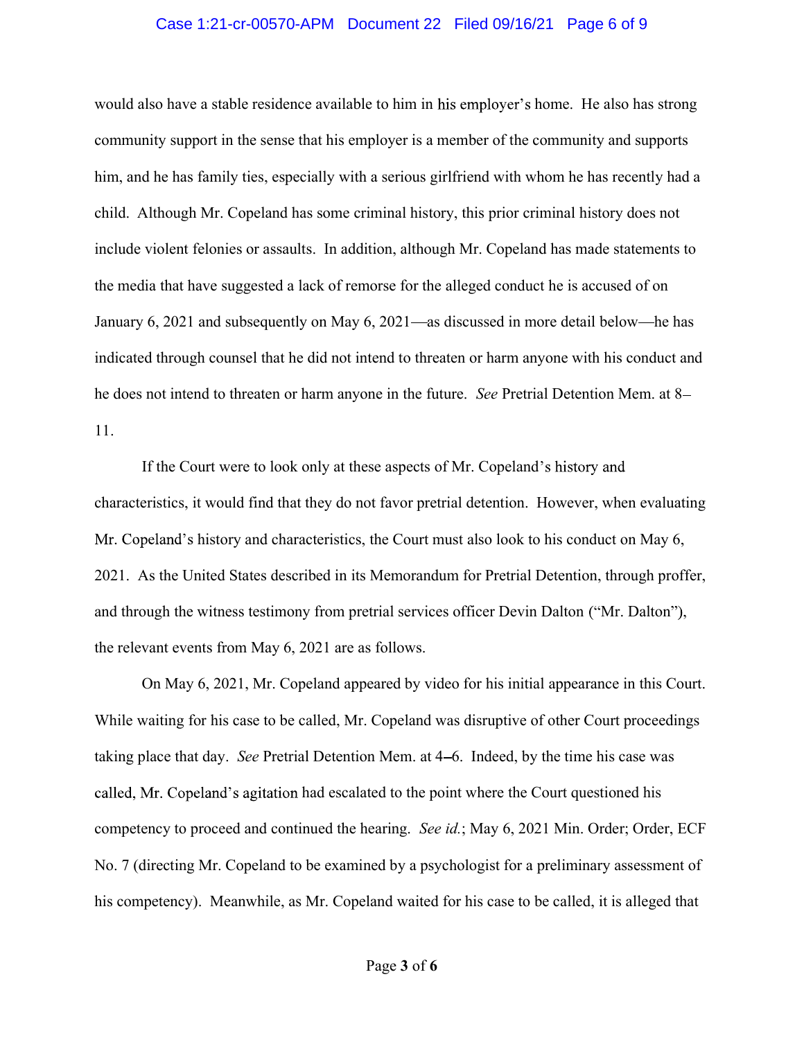would also have a stable residence available to him in his employer's home. He also has strong community support in the sense that his employer is a member of the community and supports him, and he has family ties, especially with a serious girlfriend with whom he has recently had a child. Although Mr. Copeland has some criminal history, this prior criminal history does not include violent felonies or assaults. In addition, although Mr. Copeland has made statements to the media that have suggested a lack of remorse for the alleged conduct he is accused of on January 6, 2021 and subsequently on May 6, 2021—as discussed in more detail below—he has indicated through counsel that he did not intend to threaten or harm anyone with his conduct and he does not intend to threaten or harm anyone in the future. *See* Pretrial Detention Mem. at 8–11.

If the Court were to look only at these aspects of Mr. Copeland's history and characteristics, it would find that they do not favor pretrial detention. However, when evaluating Mr. Copeland's history and characteristics, the Court must also look to his conduct on May 6, 2021. As the United States described in its Memorandum for Pretrial Detention, through proffer, and through the witness testimony from pretrial services officer Devin Dalton ("Mr. Dalton"), the relevant events from May 6, 2021 are as follows.

On May 6, 2021, Mr. Copeland appeared by video for his initial appearance in this Court. While waiting for his case to be called, Mr. Copeland was disruptive of other Court proceedings taking place that day. *See* Pretrial Detention Mem. at 4–6. Indeed, by the time his case was called, Mr. Copeland's agitation had escalated to the point where the Court questioned his competency to proceed and continued the hearing. *See id.*; May 6, 2021 Min. Order; Order, ECF No. 7 (directing Mr. Copeland to be examined by a psychologist for a preliminary assessment of his competency). Meanwhile, as Mr. Copeland waited for his case to be called, it is alleged that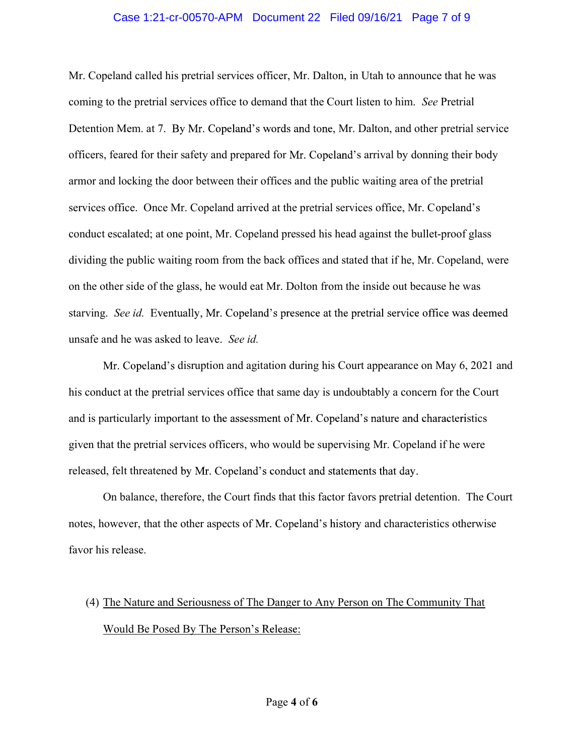Mr. Copeland called his pretrial services officer, Mr. Dalton, in Utah to announce that he was coming to the pretrial services office to demand that the Court listen to him. *See* Pretrial Detention Mem. at 7. By Mr. Copeland's words and tone, Mr. Dalton, and other pretrial service officers, feared for their safety and prepared for Mr. Copeland's arrival by donning their body armor and locking the door between their offices and the public waiting area of the pretrial services office. Once Mr. Copeland arrived at the pretrial services office, Mr. Copeland's conduct escalated; at one point, Mr. Copeland pressed his head against the bullet-proof glass dividing the public waiting room from the back offices and stated that if he, Mr. Copeland, were on the other side of the glass, he would eat Mr. Dolton from the inside out because he was starving. *See id.* Eventually, Mr. Copeland's presence at the pretrial service office was deemed unsafe and he was asked to leave. *See id.*

Mr. Copeland's disruption and agitation during his Court appearance on May 6, 2021 and his conduct at the pretrial services office that same day is undoubtably a concern for the Court and is particularly important to the assessment of Mr. Copeland's nature and characteristics given that the pretrial services officers, who would be supervising Mr. Copeland if he were released, felt threatened by Mr. Copeland's conduct and statements that day.

On balance, therefore, the Court finds that this factor favors pretrial detention. The Court notes, however, that the other aspects of Mr. Copeland's history and characteristics otherwise favor his release.

(4) <u>The Nature and Seriousness of The Danger to Any Person on The Community That Would Be Posed By The Person's Release:</u>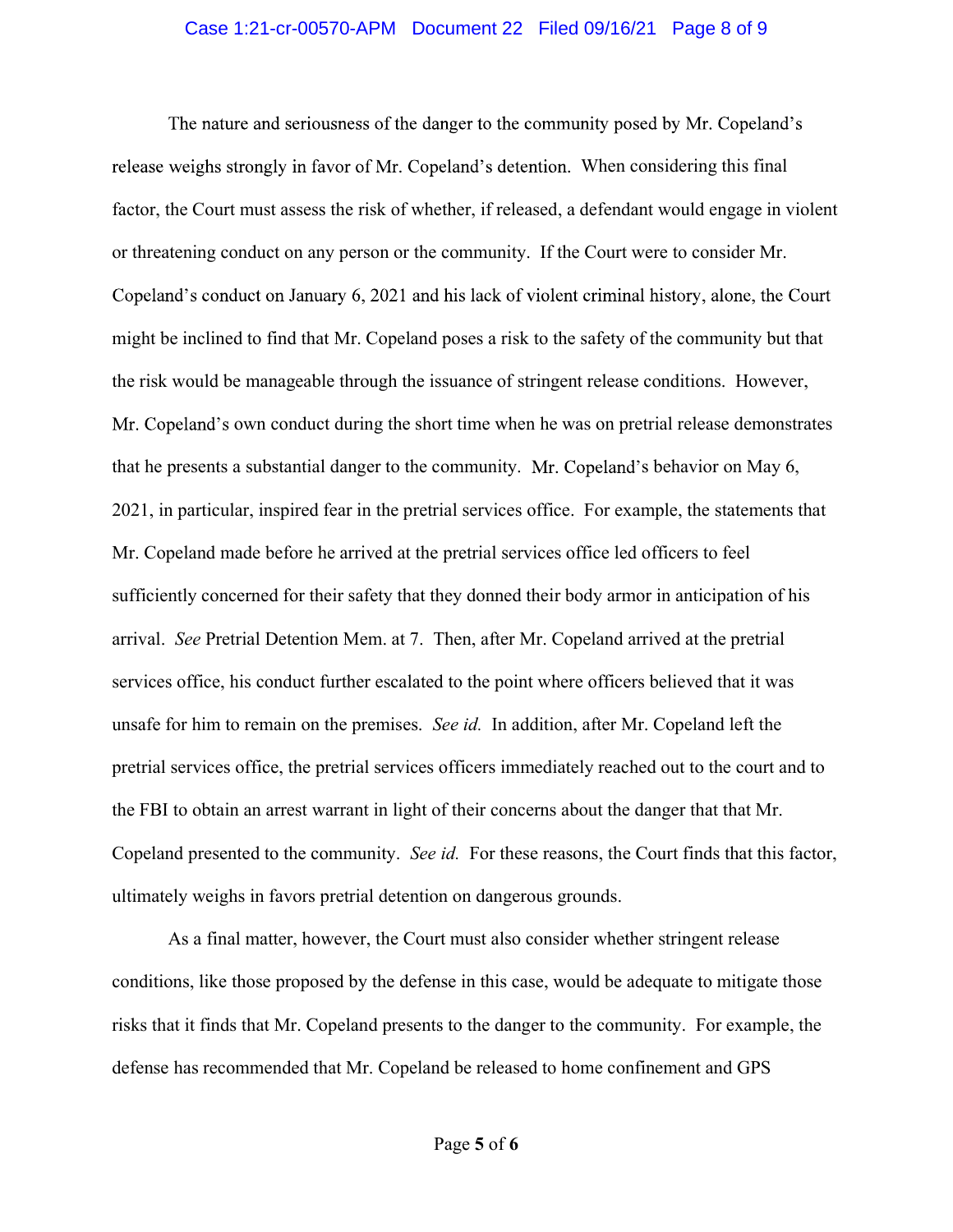The nature and seriousness of the danger to the community posed by Mr. Copeland's release weighs strongly in favor of Mr. Copeland's detention. When considering this final factor, the Court must assess the risk of whether, if released, a defendant would engage in violent or threatening conduct on any person or the community. If the Court were to consider Mr. Copeland's conduct on January 6, 2021 and his lack of violent criminal history, alone, the Court might be inclined to find that Mr. Copeland poses a risk to the safety of the community but that the risk would be manageable through the issuance of stringent release conditions. However, Mr. Copeland's own conduct during the short time when he was on pretrial release demonstrates that he presents a substantial danger to the community. Mr. Copeland's behavior on May 6, 2021, in particular, inspired fear in the pretrial services office. For example, the statements that Mr. Copeland made before he arrived at the pretrial services office led officers to feel sufficiently concerned for their safety that they donned their body armor in anticipation of his arrival. *See* Pretrial Detention Mem. at 7. Then, after Mr. Copeland arrived at the pretrial services office, his conduct further escalated to the point where officers believed that it was unsafe for him to remain on the premises. *See id.* In addition, after Mr. Copeland left the pretrial services office, the pretrial services officers immediately reached out to the court and to the FBI to obtain an arrest warrant in light of their concerns about the danger that that Mr. Copeland presented to the community. *See id.* For these reasons, the Court finds that this factor, ultimately weighs in favors pretrial detention on dangerous grounds.

As a final matter, however, the Court must also consider whether stringent release conditions, like those proposed by the defense in this case, would be adequate to mitigate those risks that it finds that Mr. Copeland presents to the danger to the community. For example, the defense has recommended that Mr. Copeland be released to home confinement and GPS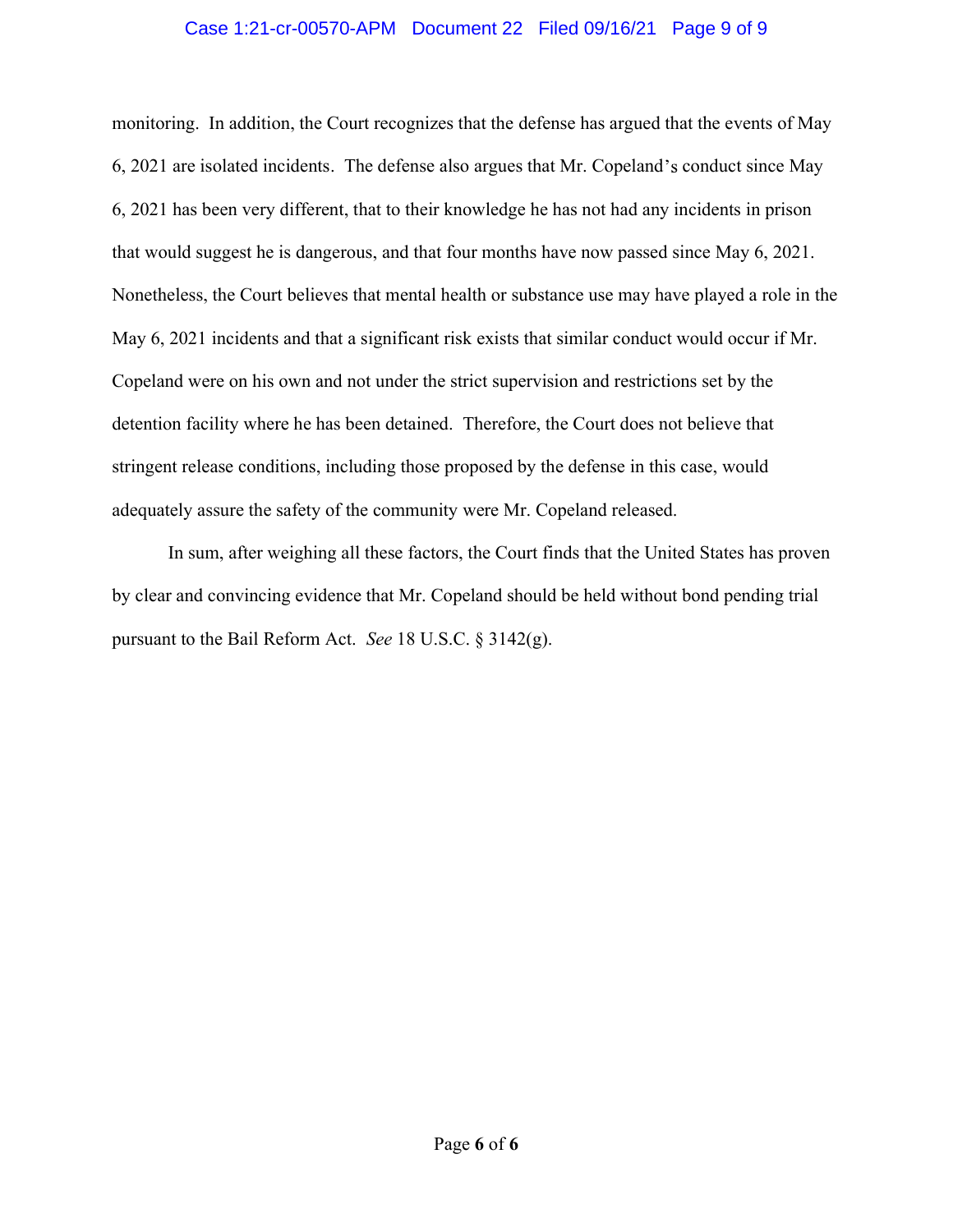monitoring. In addition, the Court recognizes that the defense has argued that the events of May 6, 2021 are isolated incidents. The defense also argues that Mr. Copeland's conduct since May 6, 2021 has been very different, that to their knowledge he has not had any incidents in prison that would suggest he is dangerous, and that four months have now passed since May 6, 2021. Nonetheless, the Court believes that mental health or substance use may have played a role in the May 6, 2021 incidents and that a significant risk exists that similar conduct would occur if Mr. Copeland were on his own and not under the strict supervision and restrictions set by the detention facility where he has been detained. Therefore, the Court does not believe that stringent release conditions, including those proposed by the defense in this case, would adequately assure the safety of the community were Mr. Copeland released.

In sum, after weighing all these factors, the Court finds that the United States has proven by clear and convincing evidence that Mr. Copeland should be held without bond pending trial pursuant to the Bail Reform Act. *See* 18 U.S.C. § 3142(g).